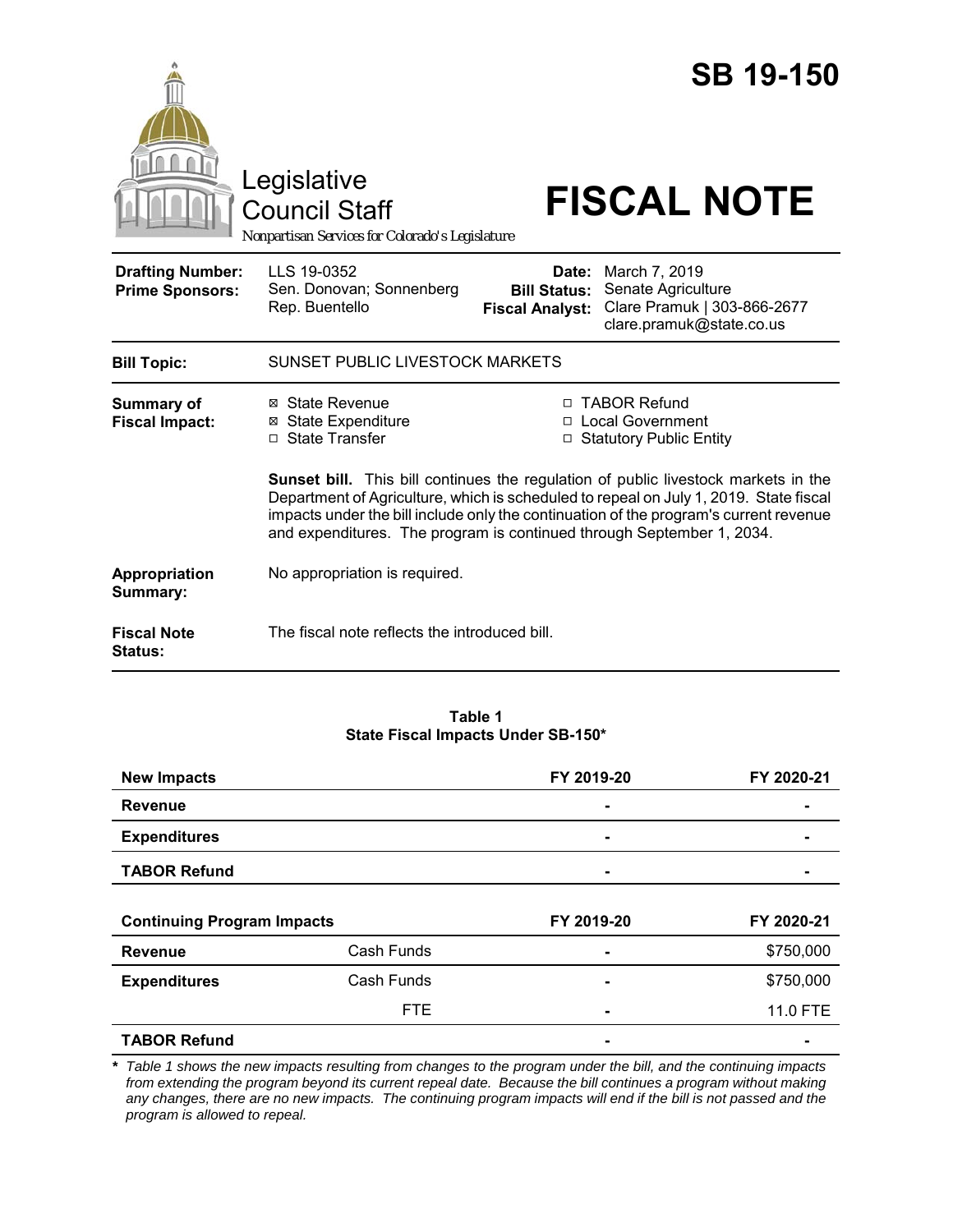# SB 19-150

Legislative Council Staff

*Nonpartisan Services for Colorado's Legislature*

# FISCAL NOTE

| | | | |
|---|---|---|---|
| **Drafting Number:** | LLS 19-0352 | **Date:** | March 7, 2019 |
| **Prime Sponsors:** | Sen. Donovan; Sonnenberg<br>Rep. Buentello | **Bill Status:** | Senate Agriculture |
| | | **Fiscal Analyst:** | Clare Pramuk \| 303-866-2677<br>clare.pramuk@state.co.us |

| | |
|---|---|
| **Bill Topic:** | SUNSET PUBLIC LIVESTOCK MARKETS |
| **Summary of Fiscal Impact:** | ☒ State Revenue ☒ State Expenditure ☐ State Transfer ☐ TABOR Refund ☐ Local Government ☐ Statutory Public Entity<br><br>**Sunset bill.** This bill continues the regulation of public livestock markets in the Department of Agriculture, which is scheduled to repeal on July 1, 2019. State fiscal impacts under the bill include only the continuation of the program's current revenue and expenditures. The program is continued through September 1, 2034. |
| **Appropriation Summary:** | No appropriation is required. |
| **Fiscal Note Status:** | The fiscal note reflects the introduced bill. |

**Table 1**
**State Fiscal Impacts Under SB-150***

| **New Impacts** | | **FY 2019-20** | **FY 2020-21** |
|---|---|---|---|
| **Revenue** | | - | - |
| **Expenditures** | | - | - |
| **TABOR Refund** | | - | - |
| **Continuing Program Impacts** | | **FY 2019-20** | **FY 2020-21** |
| **Revenue** | Cash Funds | - | $750,000 |
| **Expenditures** | Cash Funds | - | $750,000 |
| | FTE | - | 11.0 FTE |
| **TABOR Refund** | | - | - |

\* *Table 1 shows the new impacts resulting from changes to the program under the bill, and the continuing impacts from extending the program beyond its current repeal date. Because the bill continues a program without making any changes, there are no new impacts. The continuing program impacts will end if the bill is not passed and the program is allowed to repeal.*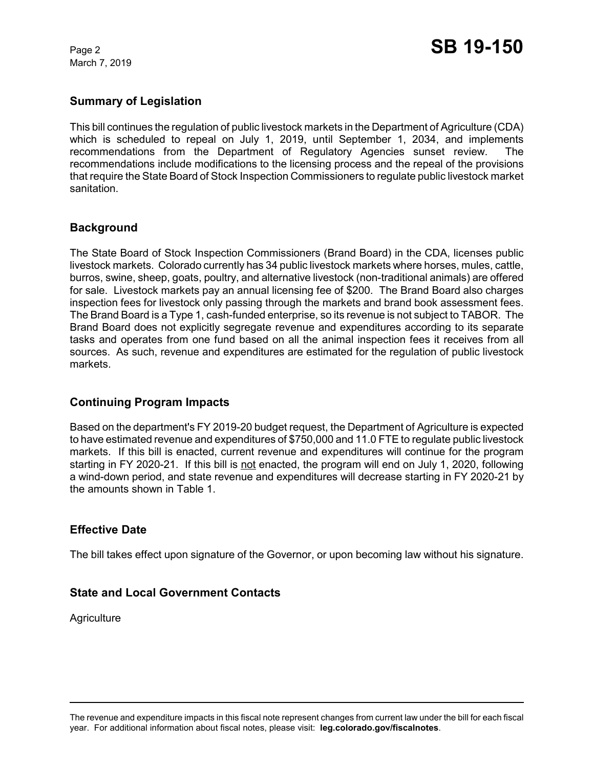## Summary of Legislation

This bill continues the regulation of public livestock markets in the Department of Agriculture (CDA) which is scheduled to repeal on July 1, 2019, until September 1, 2034, and implements recommendations from the Department of Regulatory Agencies sunset review. The recommendations include modifications to the licensing process and the repeal of the provisions that require the State Board of Stock Inspection Commissioners to regulate public livestock market sanitation.

## Background

The State Board of Stock Inspection Commissioners (Brand Board) in the CDA, licenses public livestock markets. Colorado currently has 34 public livestock markets where horses, mules, cattle, burros, swine, sheep, goats, poultry, and alternative livestock (non-traditional animals) are offered for sale. Livestock markets pay an annual licensing fee of $200. The Brand Board also charges inspection fees for livestock only passing through the markets and brand book assessment fees. The Brand Board is a Type 1, cash-funded enterprise, so its revenue is not subject to TABOR. The Brand Board does not explicitly segregate revenue and expenditures according to its separate tasks and operates from one fund based on all the animal inspection fees it receives from all sources. As such, revenue and expenditures are estimated for the regulation of public livestock markets.

## Continuing Program Impacts

Based on the department's FY 2019-20 budget request, the Department of Agriculture is expected to have estimated revenue and expenditures of $750,000 and 11.0 FTE to regulate public livestock markets. If this bill is enacted, current revenue and expenditures will continue for the program starting in FY 2020-21. If this bill is <u>not</u> enacted, the program will end on July 1, 2020, following a wind-down period, and state revenue and expenditures will decrease starting in FY 2020-21 by the amounts shown in Table 1.

## Effective Date

The bill takes effect upon signature of the Governor, or upon becoming law without his signature.

## State and Local Government Contacts

Agriculture

The revenue and expenditure impacts in this fiscal note represent changes from current law under the bill for each fiscal year. For additional information about fiscal notes, please visit: **leg.colorado.gov/fiscalnotes**.